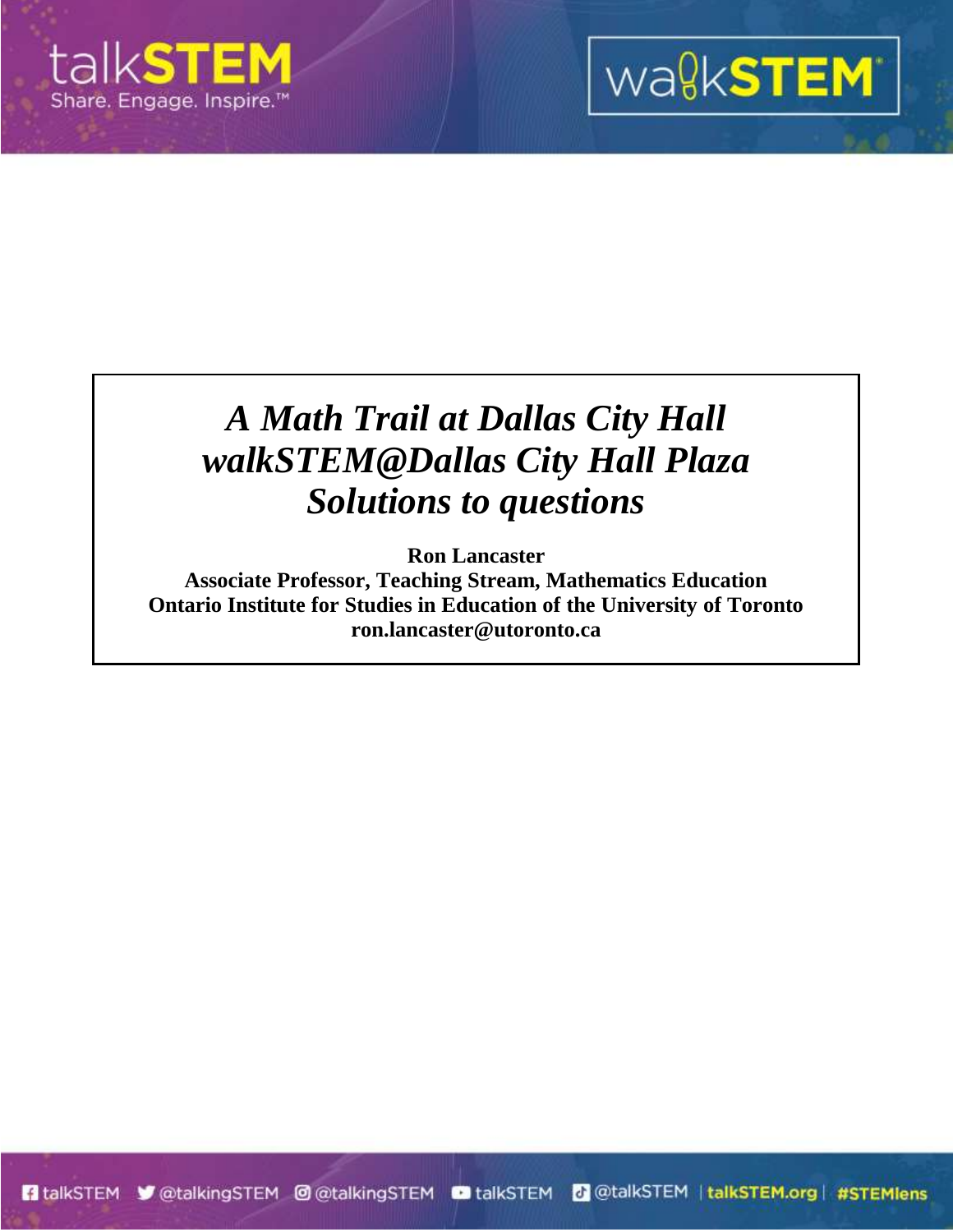# *A Math Trail at Dallas City Hall*
# *walkSTEM@Dallas City Hall Plaza*
# *Solutions to questions*

**Ron Lancaster**
**Associate Professor, Teaching Stream, Mathematics Education**
**Ontario Institute for Studies in Education of the University of Toronto**
**ron.lancaster@utoronto.ca**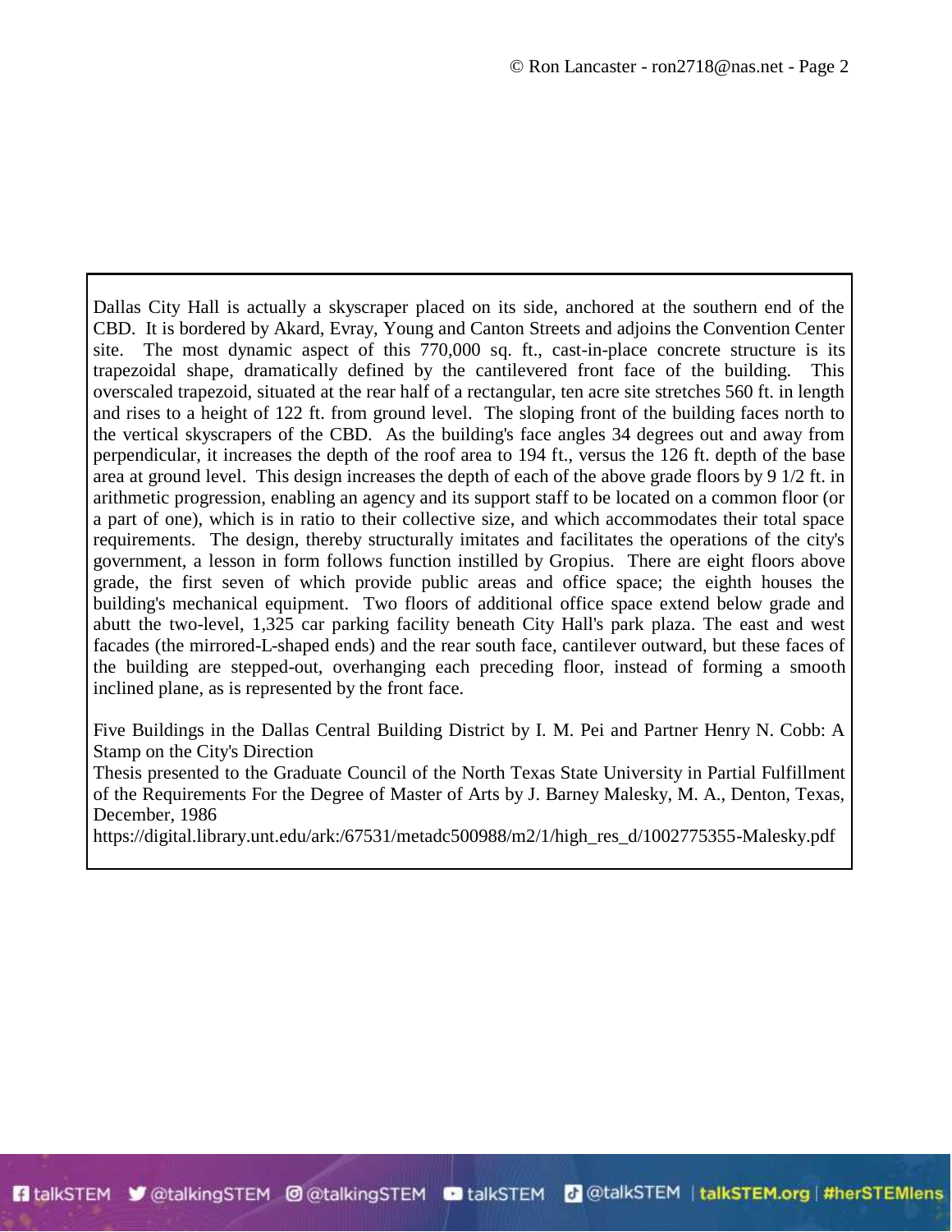Dallas City Hall is actually a skyscraper placed on its side, anchored at the southern end of the CBD. It is bordered by Akard, Evray, Young and Canton Streets and adjoins the Convention Center site. The most dynamic aspect of this 770,000 sq. ft., cast-in-place concrete structure is its trapezoidal shape, dramatically defined by the cantilevered front face of the building. This overscaled trapezoid, situated at the rear half of a rectangular, ten acre site stretches 560 ft. in length and rises to a height of 122 ft. from ground level. The sloping front of the building faces north to the vertical skyscrapers of the CBD. As the building's face angles 34 degrees out and away from perpendicular, it increases the depth of the roof area to 194 ft., versus the 126 ft. depth of the base area at ground level. This design increases the depth of each of the above grade floors by 9 1/2 ft. in arithmetic progression, enabling an agency and its support staff to be located on a common floor (or a part of one), which is in ratio to their collective size, and which accommodates their total space requirements. The design, thereby structurally imitates and facilitates the operations of the city's government, a lesson in form follows function instilled by Gropius. There are eight floors above grade, the first seven of which provide public areas and office space; the eighth houses the building's mechanical equipment. Two floors of additional office space extend below grade and abutt the two-level, 1,325 car parking facility beneath City Hall's park plaza. The east and west facades (the mirrored-L-shaped ends) and the rear south face, cantilever outward, but these faces of the building are stepped-out, overhanging each preceding floor, instead of forming a smooth inclined plane, as is represented by the front face.

Five Buildings in the Dallas Central Building District by I. M. Pei and Partner Henry N. Cobb: A Stamp on the City's Direction
Thesis presented to the Graduate Council of the North Texas State University in Partial Fulfillment of the Requirements For the Degree of Master of Arts by J. Barney Malesky, M. A., Denton, Texas, December, 1986
https://digital.library.unt.edu/ark:/67531/metadc500988/m2/1/high_res_d/1002775355-Malesky.pdf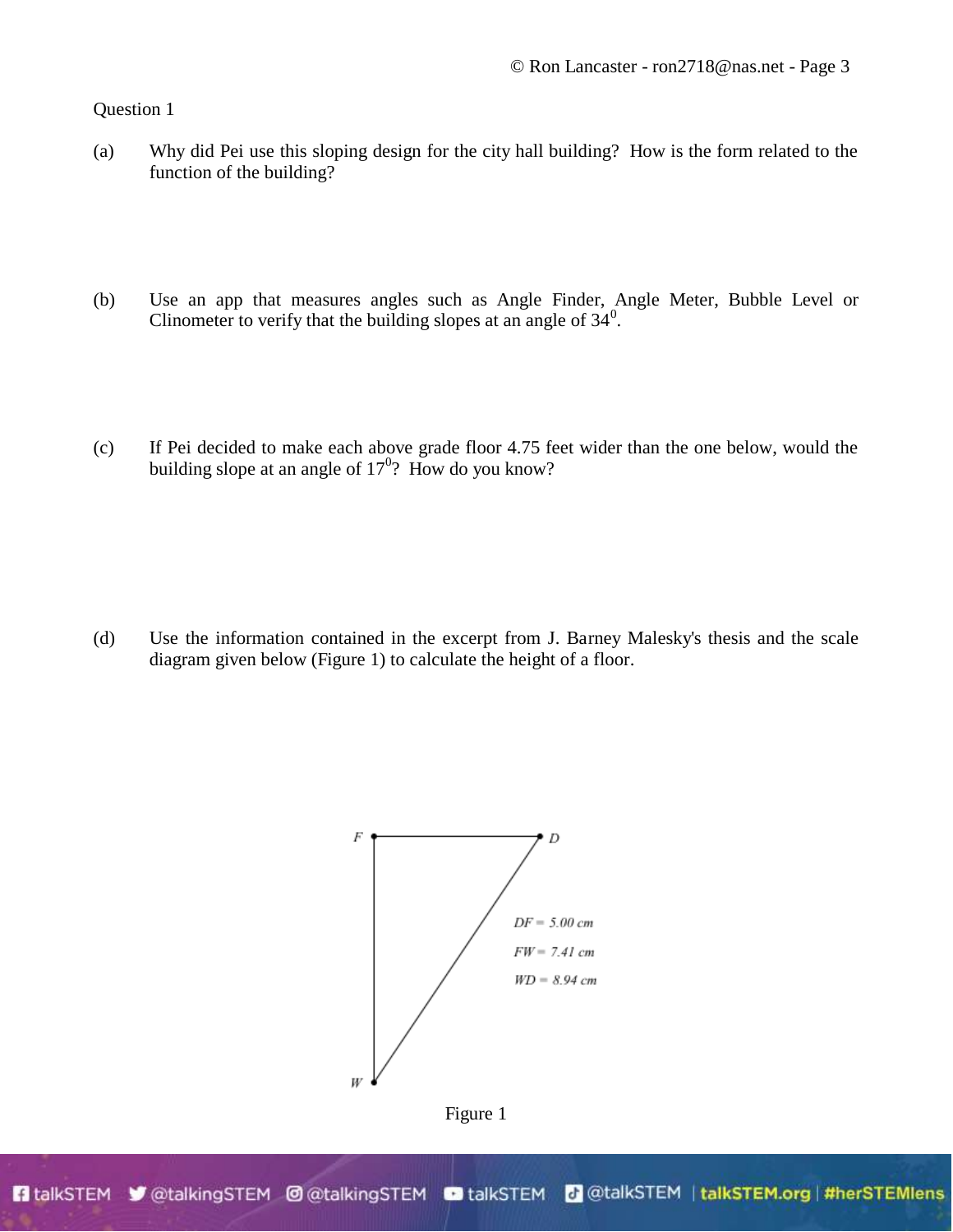Question 1

(a) Why did Pei use this sloping design for the city hall building? How is the form related to the function of the building?

(b) Use an app that measures angles such as Angle Finder, Angle Meter, Bubble Level or Clinometer to verify that the building slopes at an angle of $34^0$.

(c) If Pei decided to make each above grade floor 4.75 feet wider than the one below, would the building slope at an angle of $17^0$? How do you know?

(d) Use the information contained in the excerpt from J. Barney Malesky's thesis and the scale diagram given below (Figure 1) to calculate the height of a floor.

$DF = 5.00$ cm

$FW = 7.41$ cm

$WD = 8.94$ cm

Figure 1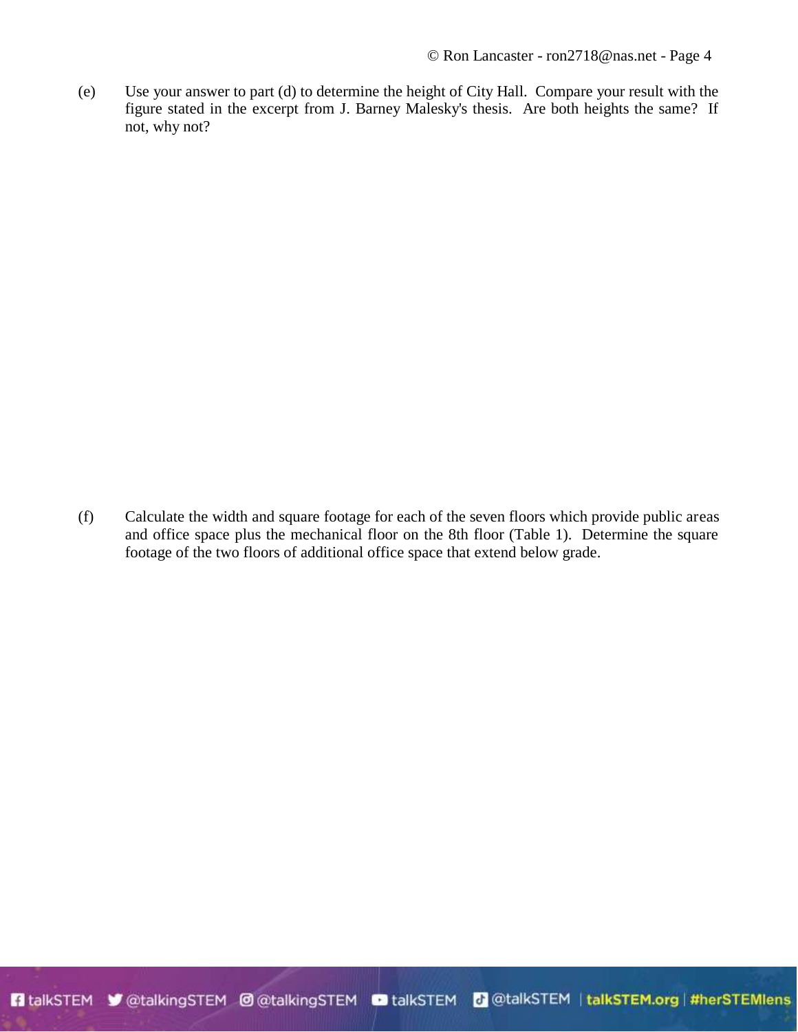(e) Use your answer to part (d) to determine the height of City Hall. Compare your result with the figure stated in the excerpt from J. Barney Malesky's thesis. Are both heights the same? If not, why not?

(f) Calculate the width and square footage for each of the seven floors which provide public areas and office space plus the mechanical floor on the 8th floor (Table 1). Determine the square footage of the two floors of additional office space that extend below grade.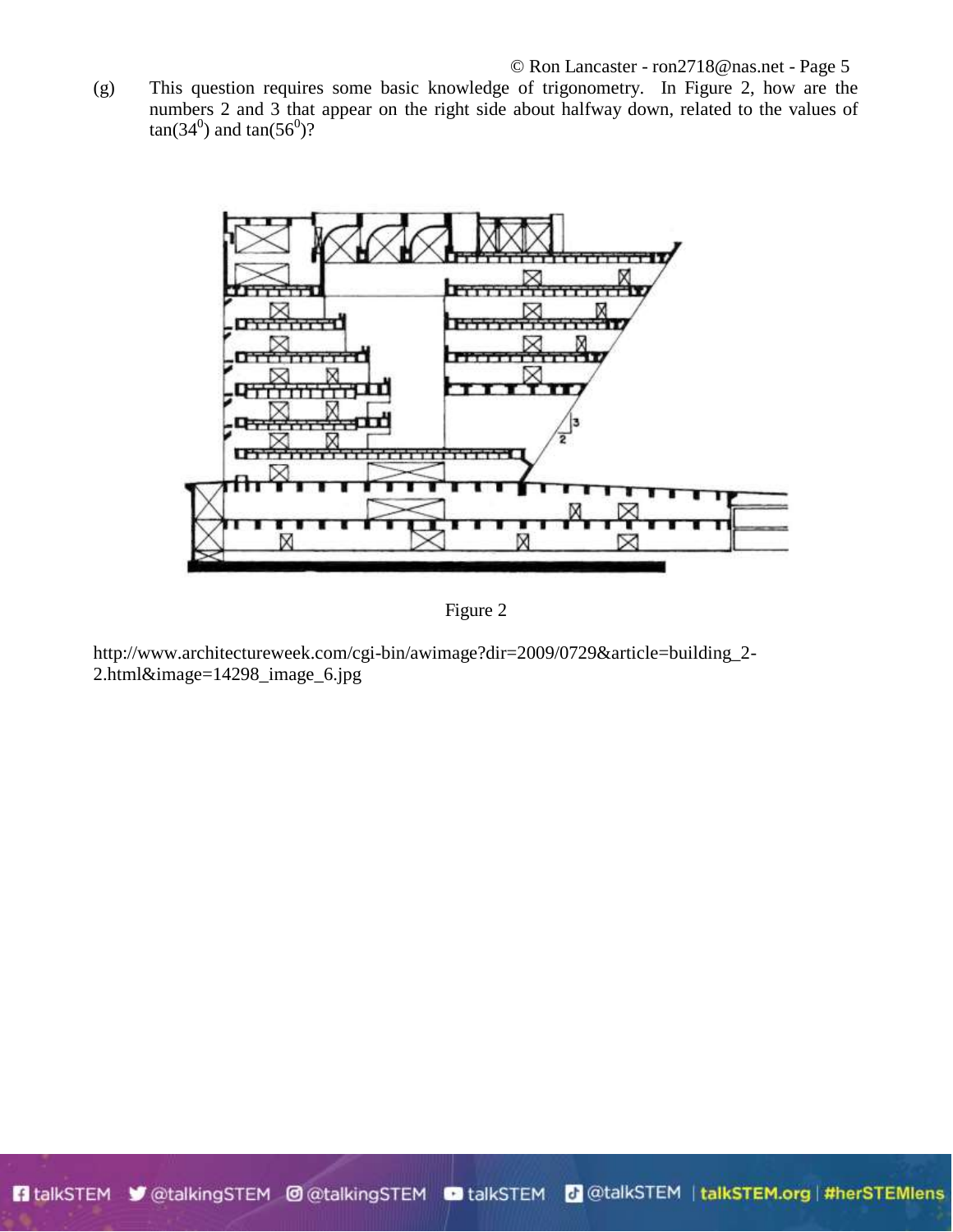(g) This question requires some basic knowledge of trigonometry. In Figure 2, how are the numbers 2 and 3 that appear on the right side about halfway down, related to the values of $\tan(34^0)$ and $\tan(56^0)$?

Figure 2

http://www.architectureweek.com/cgi-bin/awimage?dir=2009/0729&article=building_2-2.html&image=14298_image_6.jpg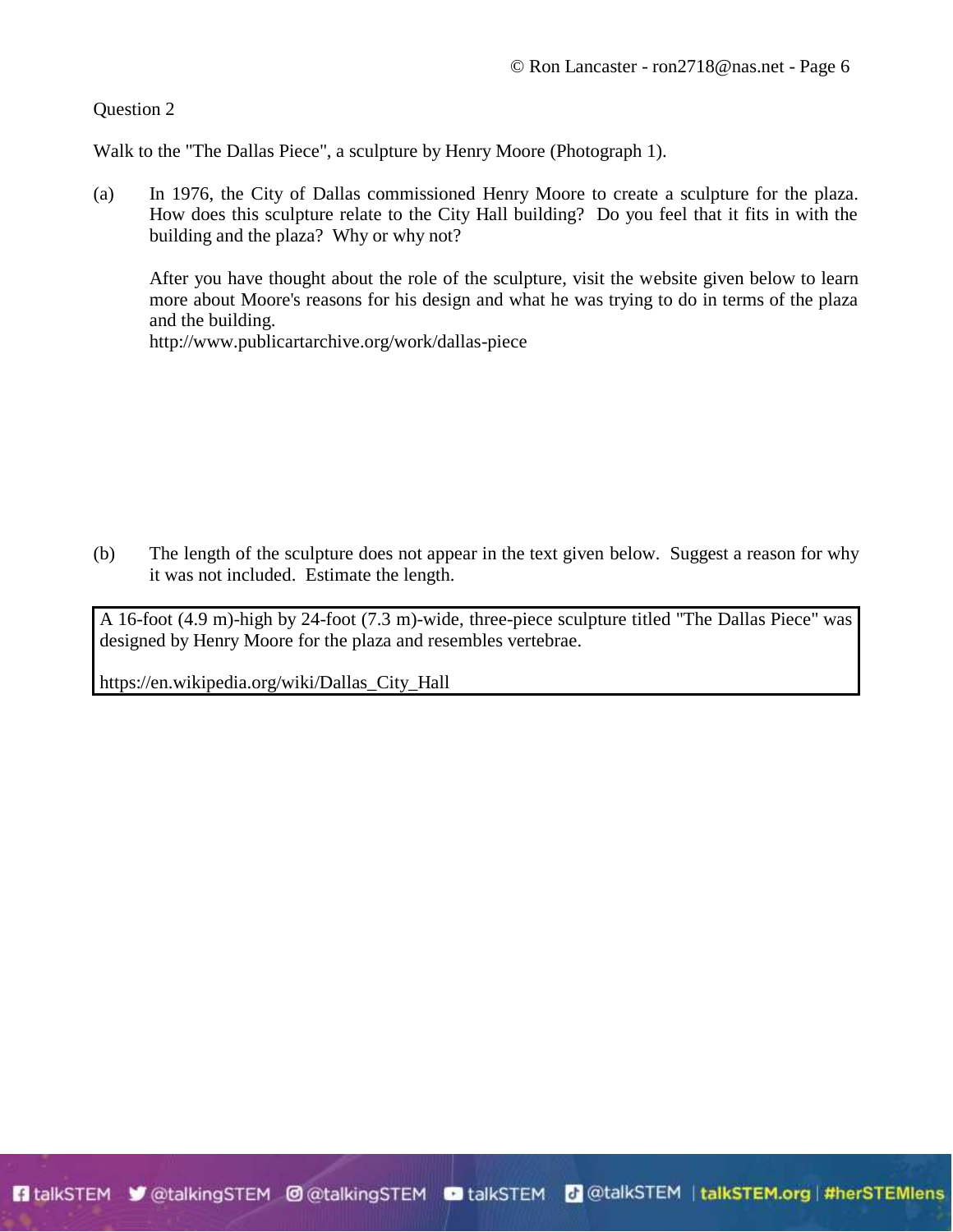Question 2

Walk to the "The Dallas Piece", a sculpture by Henry Moore (Photograph 1).

(a) In 1976, the City of Dallas commissioned Henry Moore to create a sculpture for the plaza. How does this sculpture relate to the City Hall building? Do you feel that it fits in with the building and the plaza? Why or why not?

After you have thought about the role of the sculpture, visit the website given below to learn more about Moore's reasons for his design and what he was trying to do in terms of the plaza and the building.
http://www.publicartarchive.org/work/dallas-piece

(b) The length of the sculpture does not appear in the text given below. Suggest a reason for why it was not included. Estimate the length.

> A 16-foot (4.9 m)-high by 24-foot (7.3 m)-wide, three-piece sculpture titled "The Dallas Piece" was designed by Henry Moore for the plaza and resembles vertebrae.
>
> https://en.wikipedia.org/wiki/Dallas_City_Hall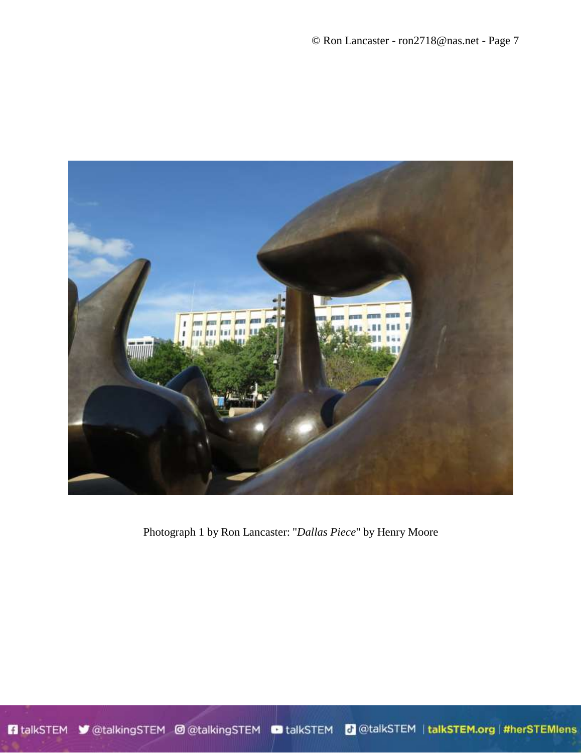Photograph 1 by Ron Lancaster: "*Dallas Piece*" by Henry Moore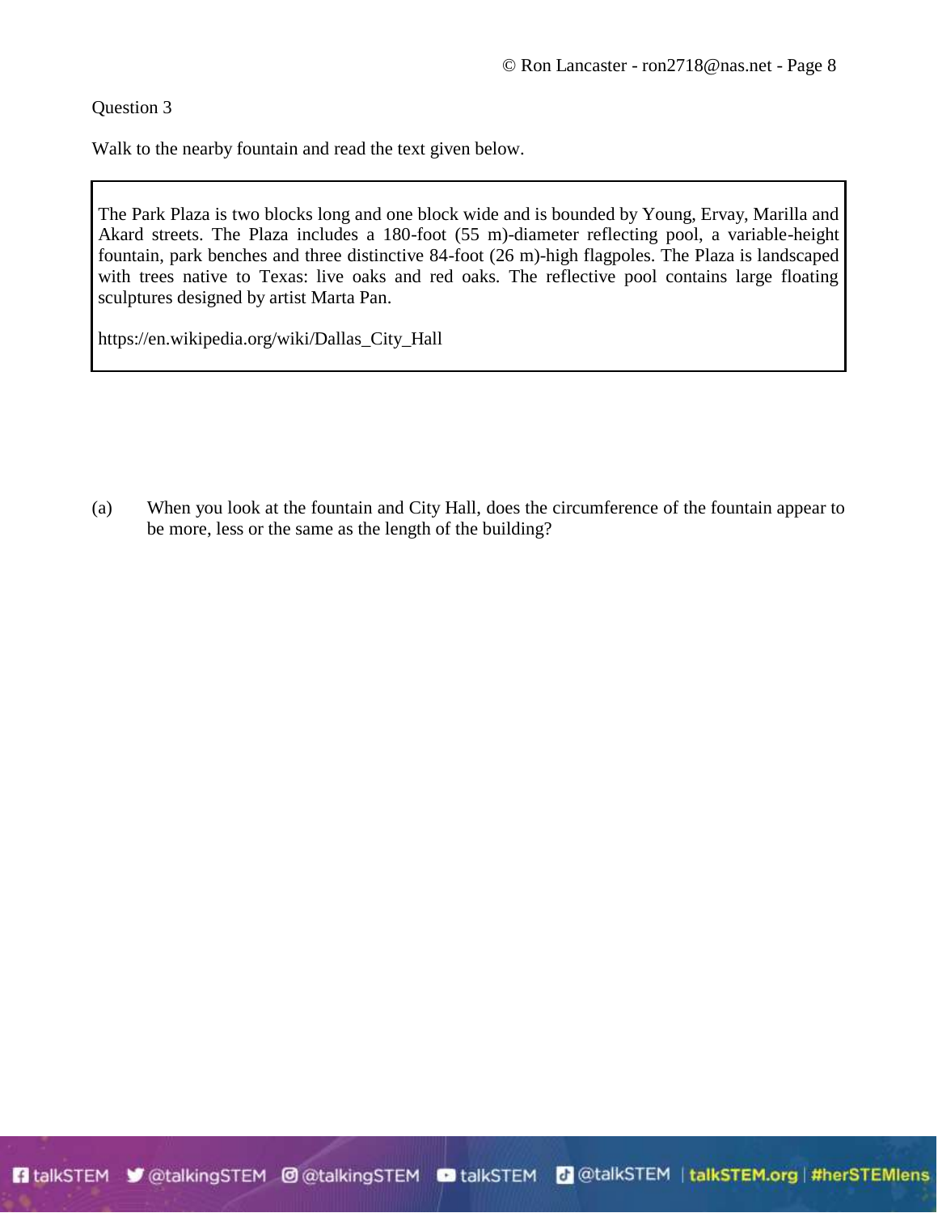Question 3

Walk to the nearby fountain and read the text given below.

> The Park Plaza is two blocks long and one block wide and is bounded by Young, Ervay, Marilla and Akard streets. The Plaza includes a 180-foot (55 m)-diameter reflecting pool, a variable-height fountain, park benches and three distinctive 84-foot (26 m)-high flagpoles. The Plaza is landscaped with trees native to Texas: live oaks and red oaks. The reflective pool contains large floating sculptures designed by artist Marta Pan.
>
> https://en.wikipedia.org/wiki/Dallas_City_Hall

(a) When you look at the fountain and City Hall, does the circumference of the fountain appear to be more, less or the same as the length of the building?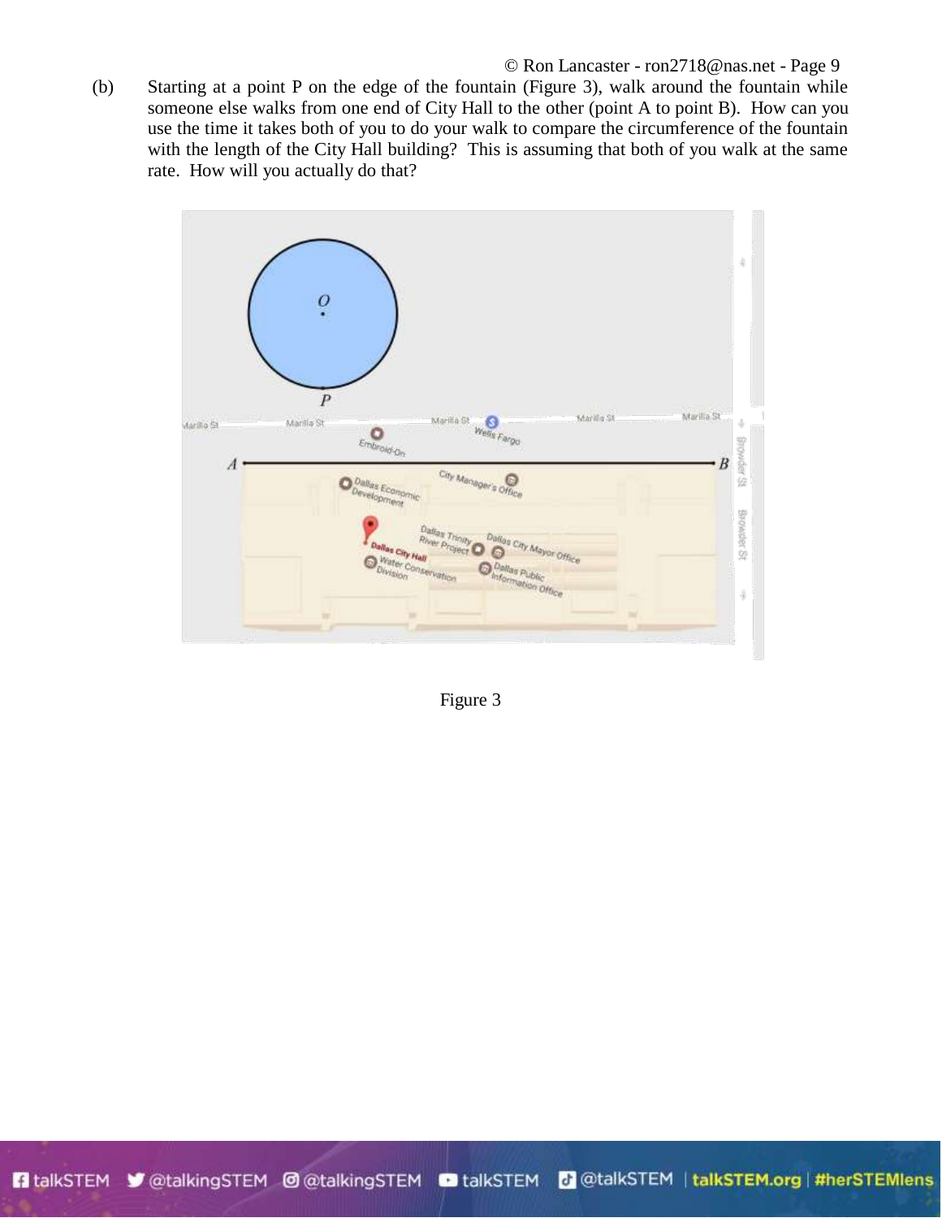(b) Starting at a point P on the edge of the fountain (Figure 3), walk around the fountain while someone else walks from one end of City Hall to the other (point A to point B). How can you use the time it takes both of you to do your walk to compare the circumference of the fountain with the length of the City Hall building? This is assuming that both of you walk at the same rate. How will you actually do that?

Figure 3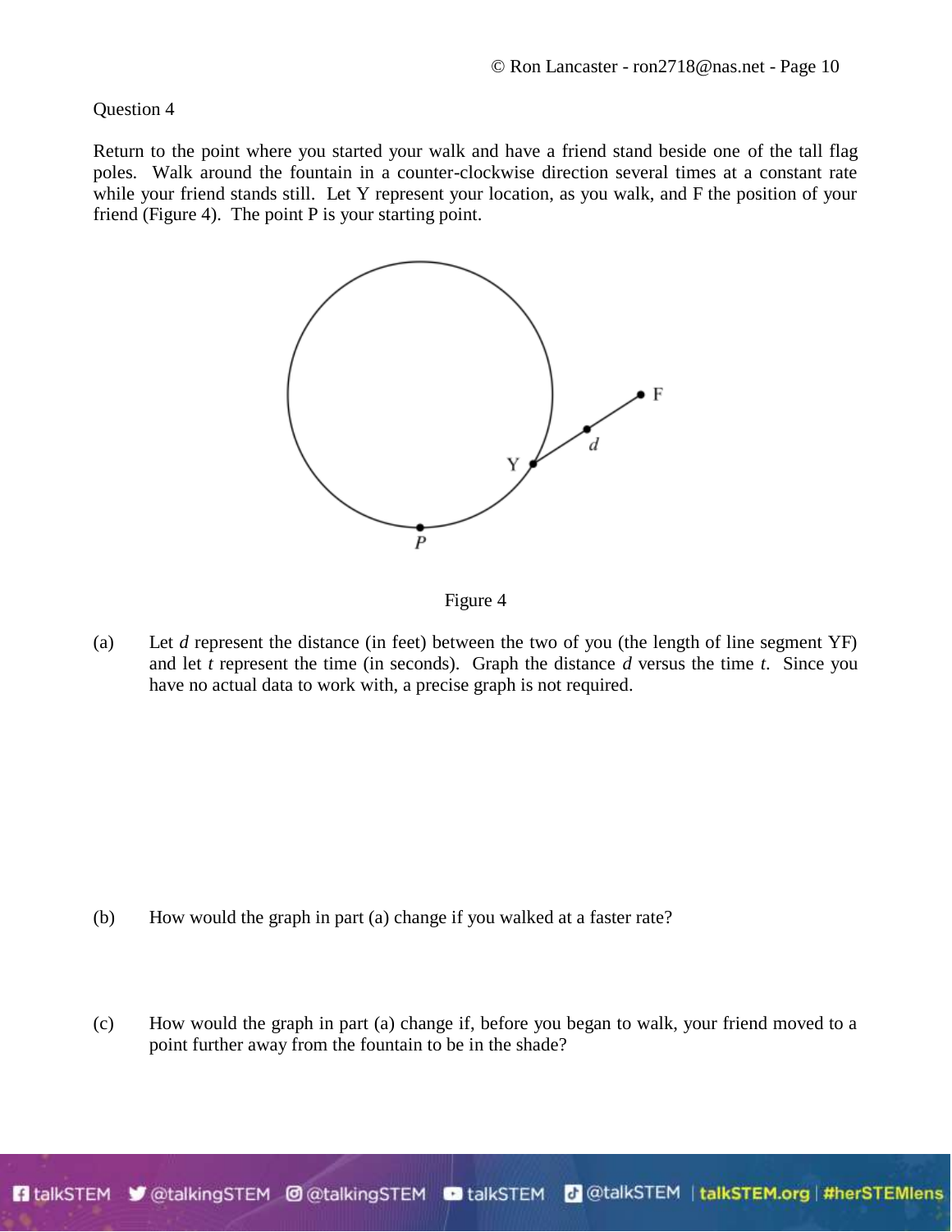Question 4

Return to the point where you started your walk and have a friend stand beside one of the tall flag poles. Walk around the fountain in a counter-clockwise direction several times at a constant rate while your friend stands still. Let Y represent your location, as you walk, and F the position of your friend (Figure 4). The point P is your starting point.

Figure 4

(a) Let $d$ represent the distance (in feet) between the two of you (the length of line segment YF) and let $t$ represent the time (in seconds). Graph the distance $d$ versus the time $t$. Since you have no actual data to work with, a precise graph is not required.

(b) How would the graph in part (a) change if you walked at a faster rate?

(c) How would the graph in part (a) change if, before you began to walk, your friend moved to a point further away from the fountain to be in the shade?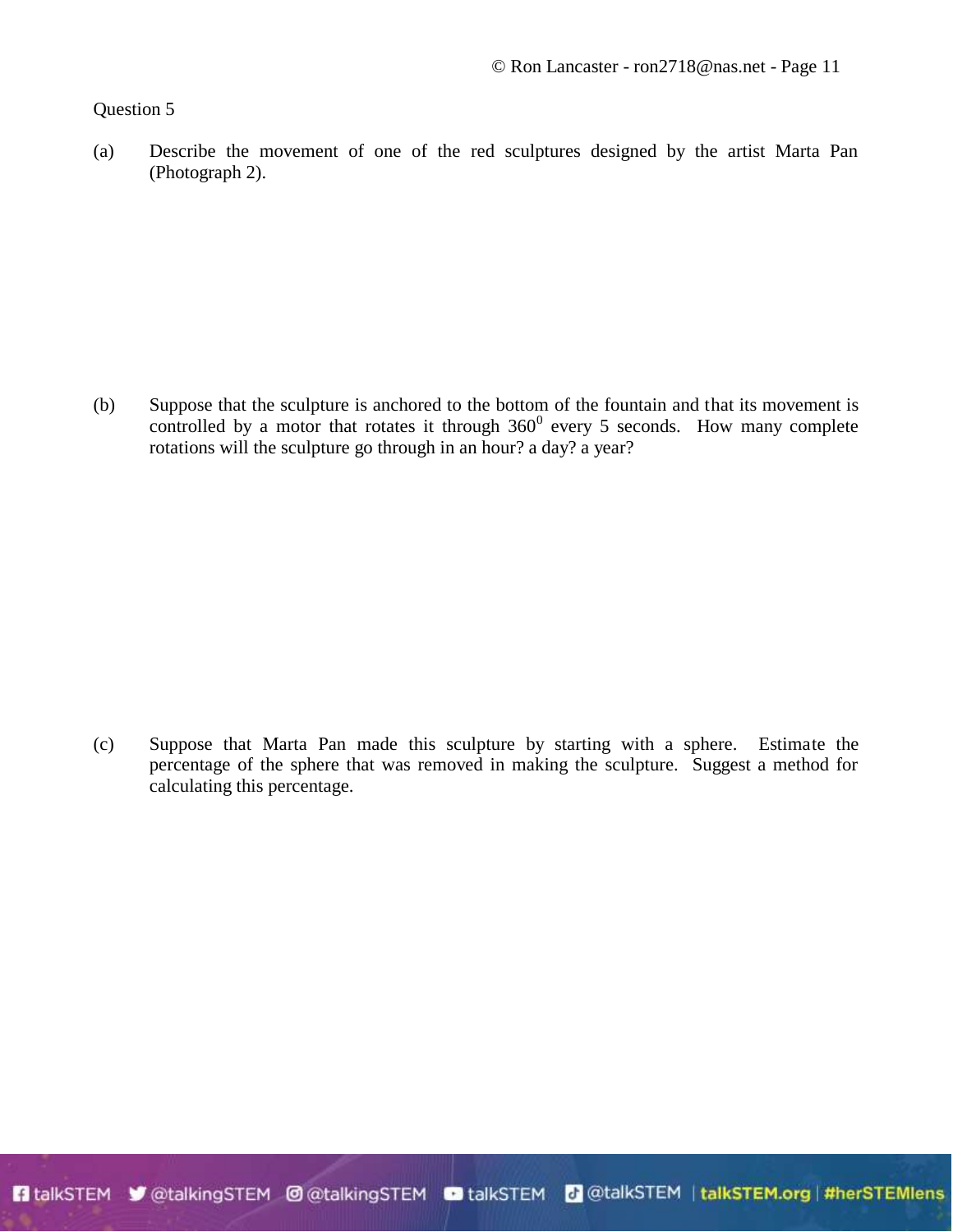Question 5

(a) Describe the movement of one of the red sculptures designed by the artist Marta Pan (Photograph 2).

(b) Suppose that the sculpture is anchored to the bottom of the fountain and that its movement is controlled by a motor that rotates it through $360^0$ every 5 seconds. How many complete rotations will the sculpture go through in an hour? a day? a year?

(c) Suppose that Marta Pan made this sculpture by starting with a sphere. Estimate the percentage of the sphere that was removed in making the sculpture. Suggest a method for calculating this percentage.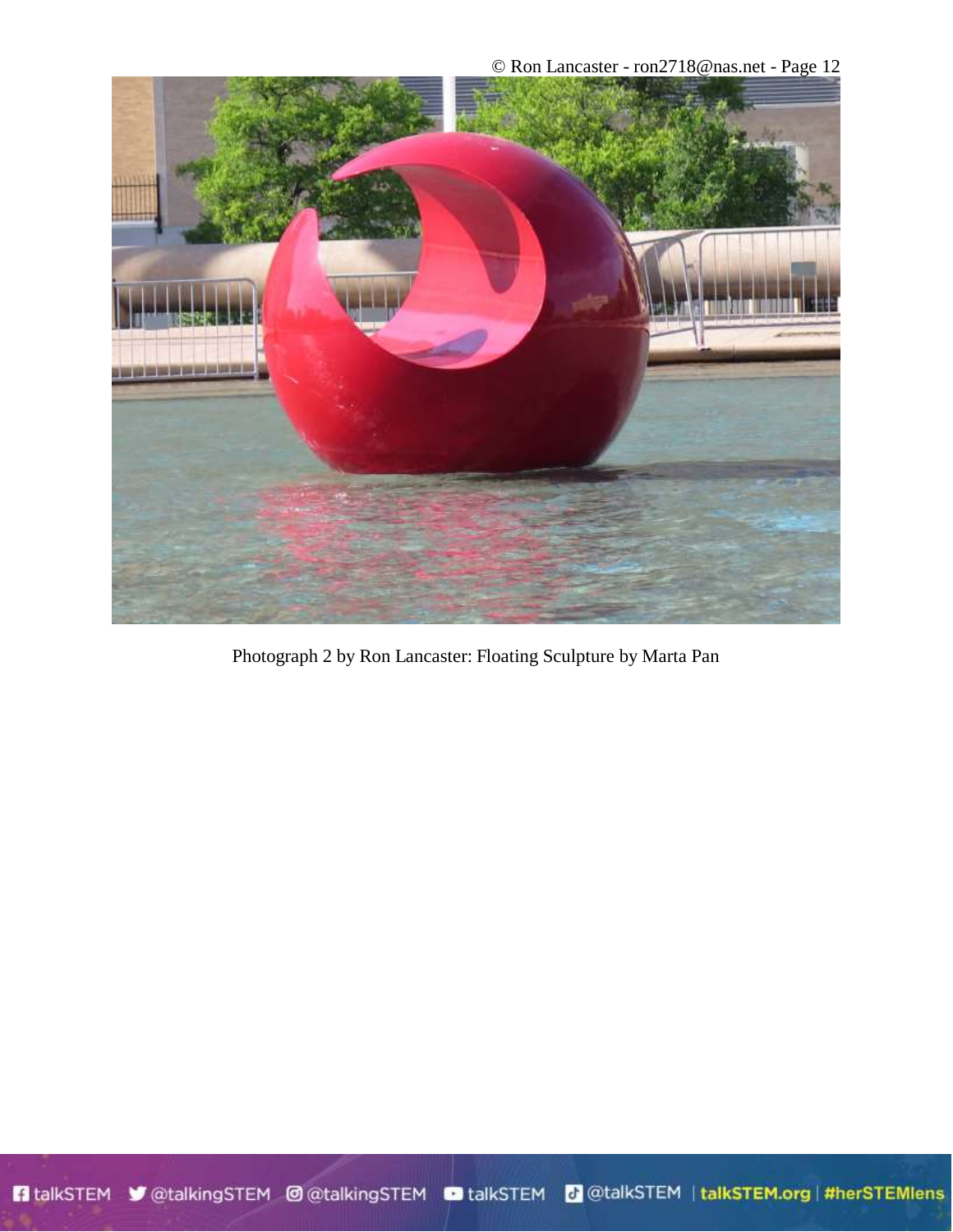Photograph 2 by Ron Lancaster: Floating Sculpture by Marta Pan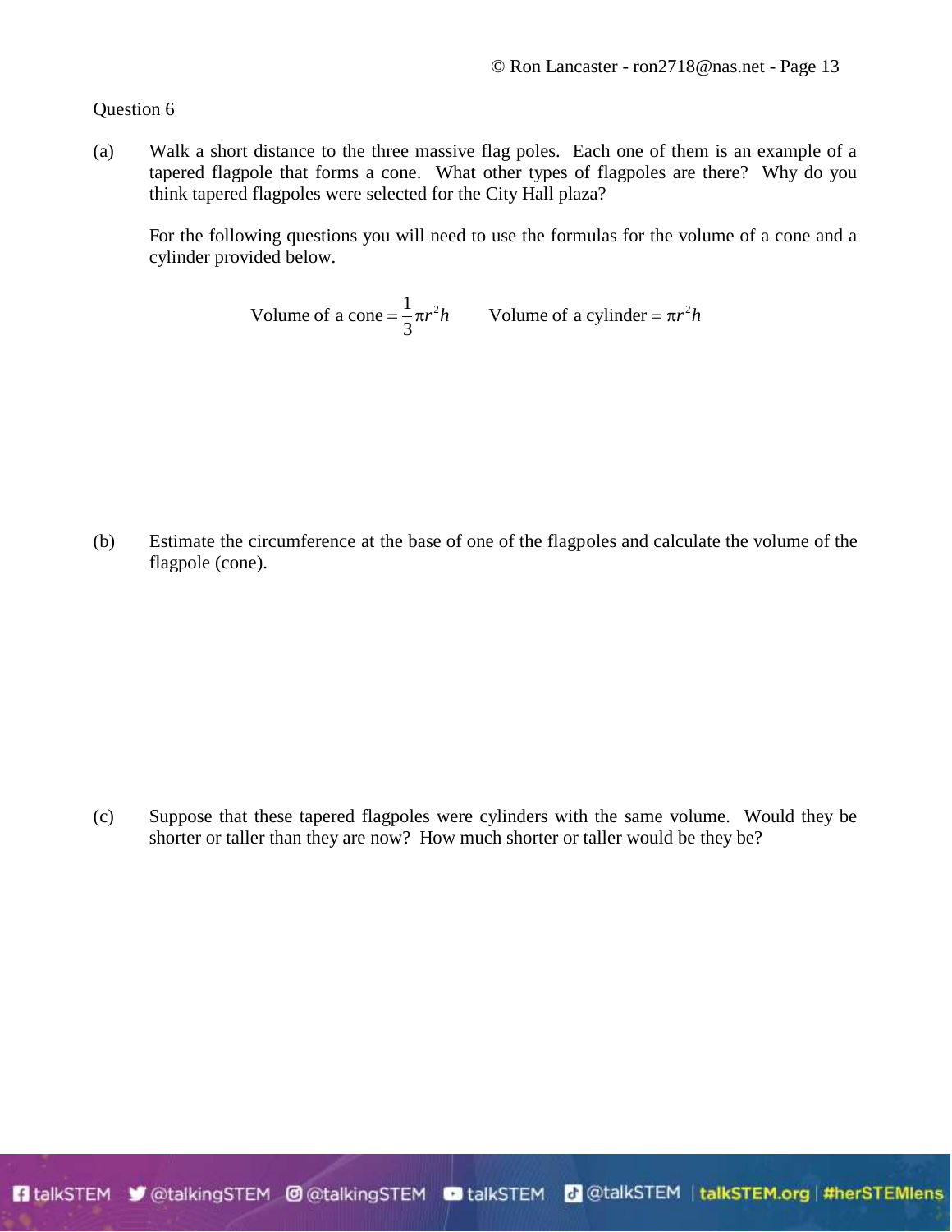Question 6

(a) Walk a short distance to the three massive flag poles. Each one of them is an example of a tapered flagpole that forms a cone. What other types of flagpoles are there? Why do you think tapered flagpoles were selected for the City Hall plaza?

For the following questions you will need to use the formulas for the volume of a cone and a cylinder provided below.

$$\text{Volume of a cone} = \frac{1}{3}\pi r^2 h \qquad \text{Volume of a cylinder} = \pi r^2 h$$

(b) Estimate the circumference at the base of one of the flagpoles and calculate the volume of the flagpole (cone).

(c) Suppose that these tapered flagpoles were cylinders with the same volume. Would they be shorter or taller than they are now? How much shorter or taller would be they be?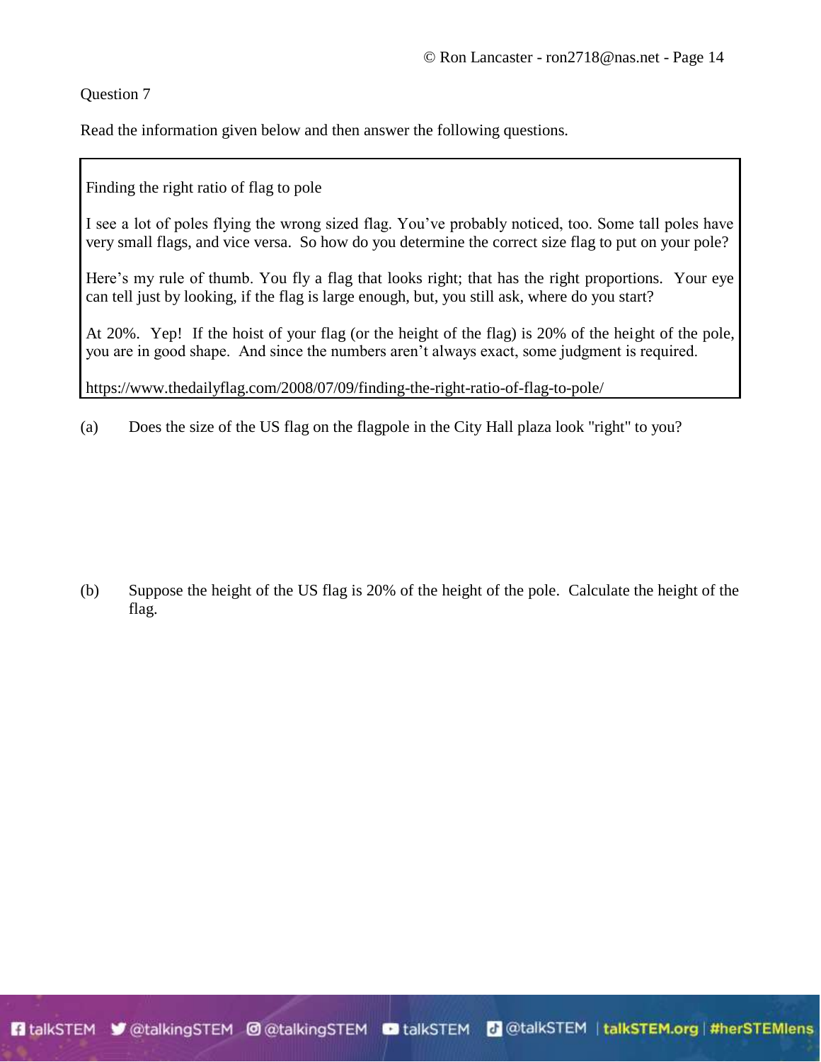Question 7

Read the information given below and then answer the following questions.

> Finding the right ratio of flag to pole
>
> I see a lot of poles flying the wrong sized flag. You've probably noticed, too. Some tall poles have very small flags, and vice versa. So how do you determine the correct size flag to put on your pole?
>
> Here's my rule of thumb. You fly a flag that looks right; that has the right proportions. Your eye can tell just by looking, if the flag is large enough, but, you still ask, where do you start?
>
> At 20%. Yep! If the hoist of your flag (or the height of the flag) is 20% of the height of the pole, you are in good shape. And since the numbers aren't always exact, some judgment is required.
>
> https://www.thedailyflag.com/2008/07/09/finding-the-right-ratio-of-flag-to-pole/

(a) Does the size of the US flag on the flagpole in the City Hall plaza look "right" to you?

(b) Suppose the height of the US flag is 20% of the height of the pole. Calculate the height of the flag.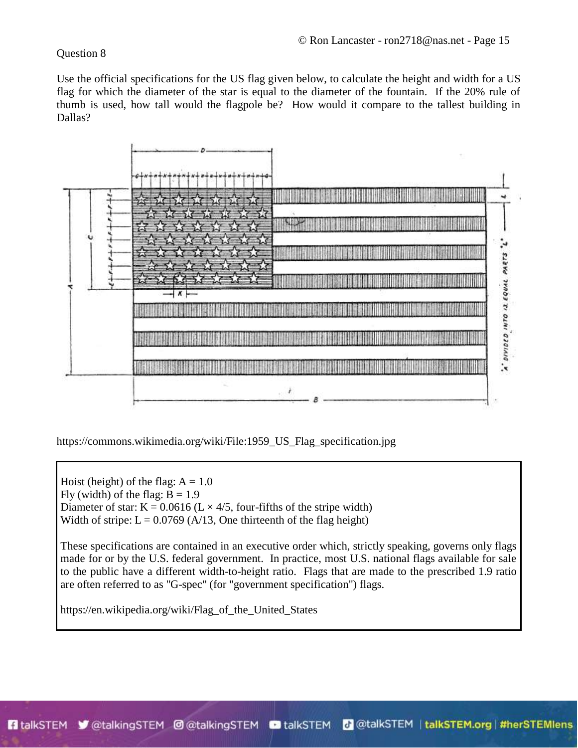Question 8

Use the official specifications for the US flag given below, to calculate the height and width for a US flag for which the diameter of the star is equal to the diameter of the fountain. If the 20% rule of thumb is used, how tall would the flagpole be? How would it compare to the tallest building in Dallas?

https://commons.wikimedia.org/wiki/File:1959_US_Flag_specification.jpg

Hoist (height) of the flag: A = 1.0
Fly (width) of the flag: B = 1.9
Diameter of star: K = 0.0616 (L × 4/5, four-fifths of the stripe width)
Width of stripe: L = 0.0769 (A/13, One thirteenth of the flag height)

These specifications are contained in an executive order which, strictly speaking, governs only flags made for or by the U.S. federal government. In practice, most U.S. national flags available for sale to the public have a different width-to-height ratio. Flags that are made to the prescribed 1.9 ratio are often referred to as "G-spec" (for "government specification") flags.

https://en.wikipedia.org/wiki/Flag_of_the_United_States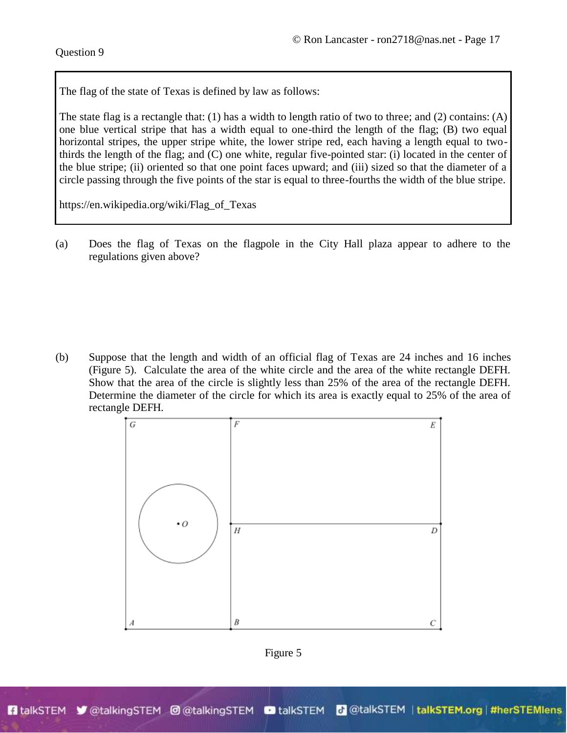Question 9

> The flag of the state of Texas is defined by law as follows:
>
> The state flag is a rectangle that: (1) has a width to length ratio of two to three; and (2) contains: (A) one blue vertical stripe that has a width equal to one-third the length of the flag; (B) two equal horizontal stripes, the upper stripe white, the lower stripe red, each having a length equal to two-thirds the length of the flag; and (C) one white, regular five-pointed star: (i) located in the center of the blue stripe; (ii) oriented so that one point faces upward; and (iii) sized so that the diameter of a circle passing through the five points of the star is equal to three-fourths the width of the blue stripe.
>
> https://en.wikipedia.org/wiki/Flag_of_Texas

(a) Does the flag of Texas on the flagpole in the City Hall plaza appear to adhere to the regulations given above?

(b) Suppose that the length and width of an official flag of Texas are 24 inches and 16 inches (Figure 5). Calculate the area of the white circle and the area of the white rectangle DEFH. Show that the area of the circle is slightly less than 25% of the area of the rectangle DEFH. Determine the diameter of the circle for which its area is exactly equal to 25% of the area of rectangle DEFH.

Figure 5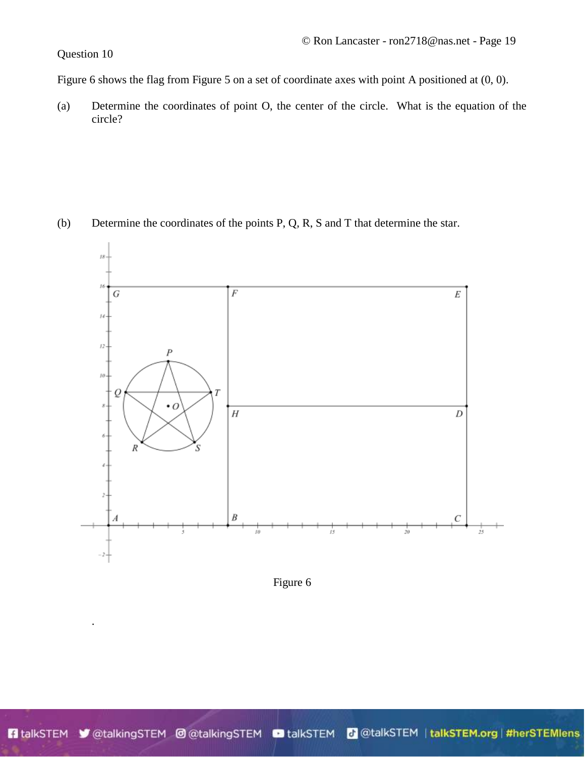Question 10

Figure 6 shows the flag from Figure 5 on a set of coordinate axes with point A positioned at (0, 0).

(a) Determine the coordinates of point O, the center of the circle. What is the equation of the circle?

(b) Determine the coordinates of the points P, Q, R, S and T that determine the star.

Figure 6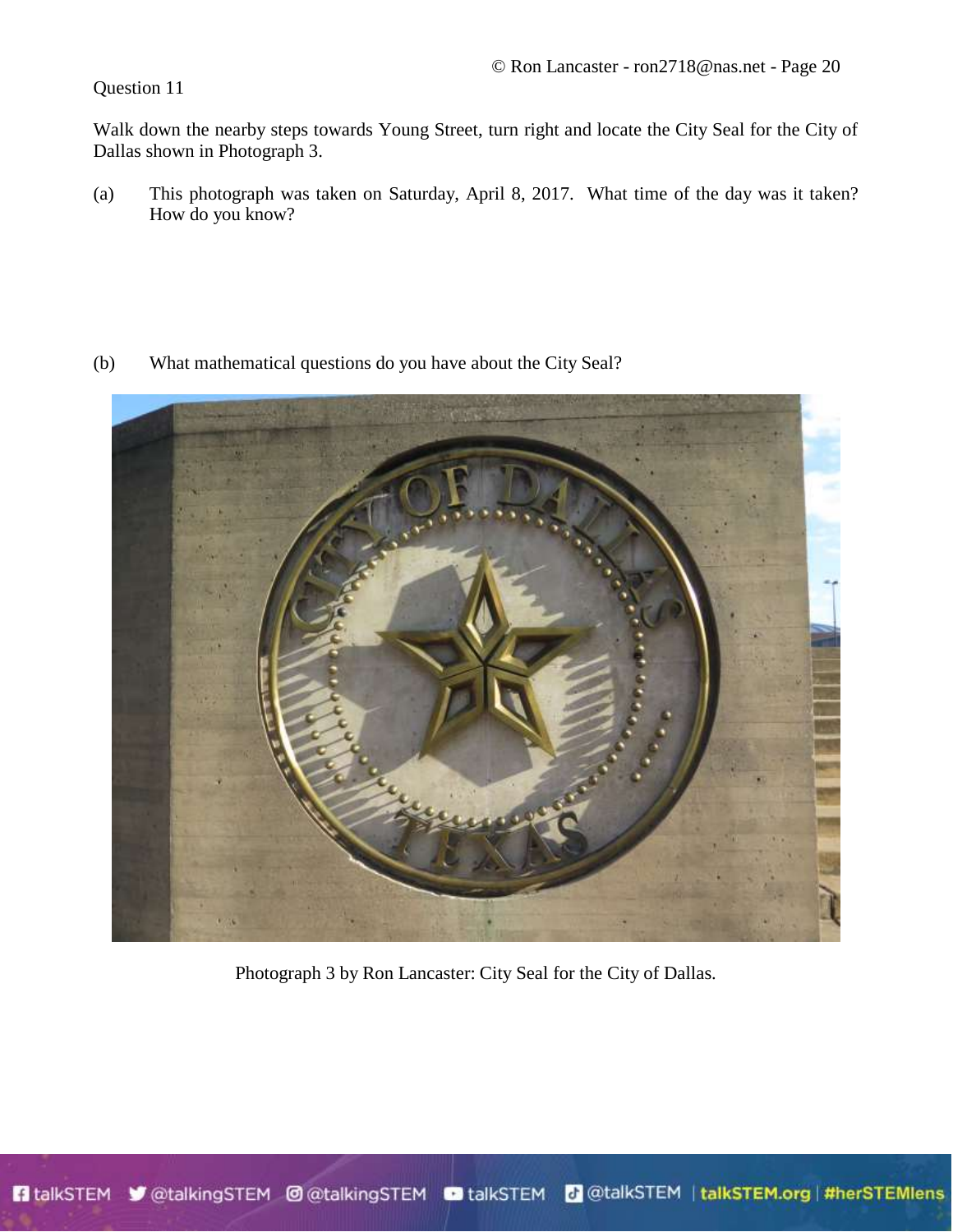Question 11

Walk down the nearby steps towards Young Street, turn right and locate the City Seal for the City of Dallas shown in Photograph 3.

(a) This photograph was taken on Saturday, April 8, 2017. What time of the day was it taken? How do you know?

(b) What mathematical questions do you have about the City Seal?

Photograph 3 by Ron Lancaster: City Seal for the City of Dallas.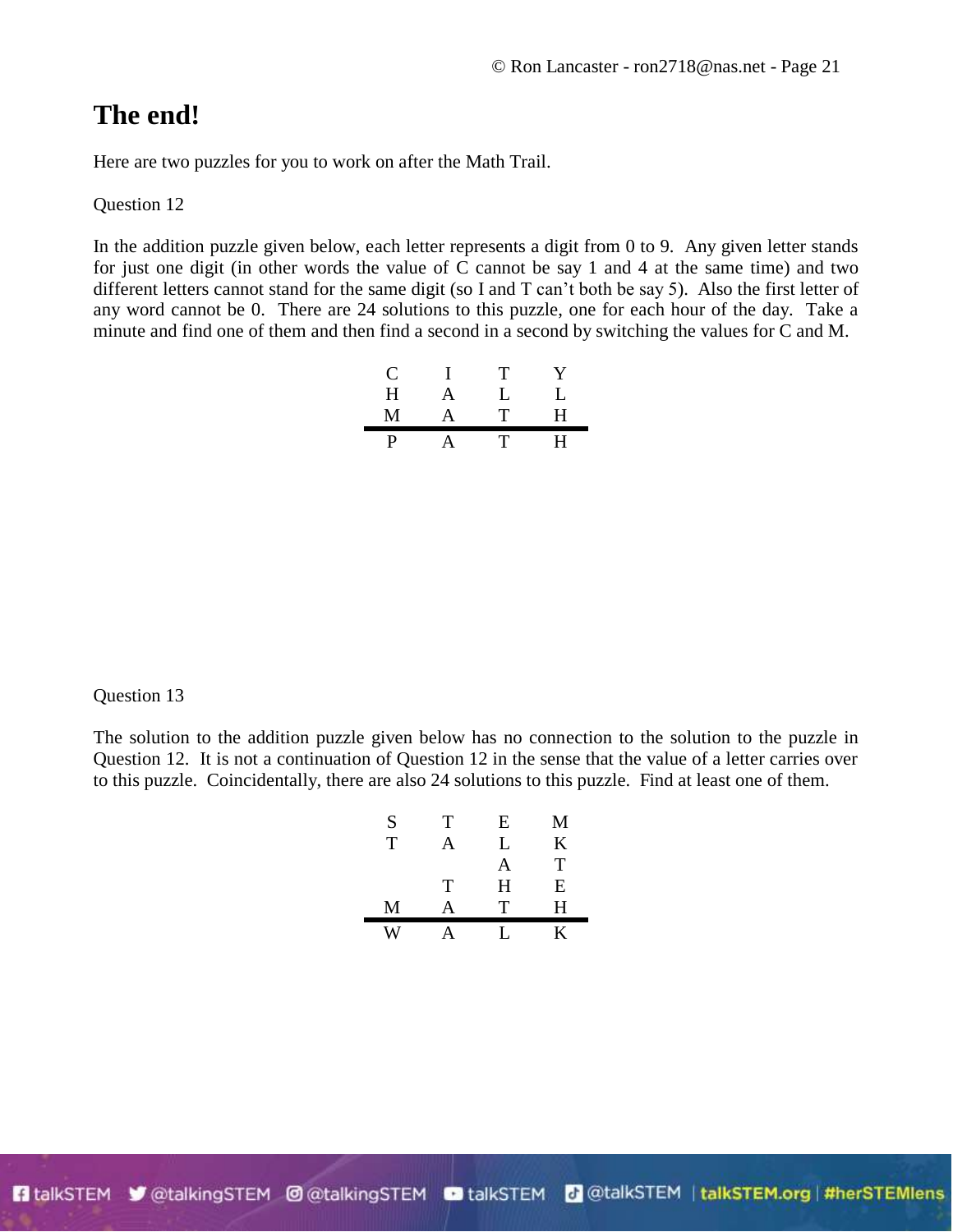# The end!

Here are two puzzles for you to work on after the Math Trail.

Question 12

In the addition puzzle given below, each letter represents a digit from 0 to 9. Any given letter stands for just one digit (in other words the value of C cannot be say 1 and 4 at the same time) and two different letters cannot stand for the same digit (so I and T can't both be say 5). Also the first letter of any word cannot be 0. There are 24 solutions to this puzzle, one for each hour of the day. Take a minute and find one of them and then find a second in a second by switching the values for C and M.

```
  C I T Y
  H A L L
  M A T H
  -------
  P A T H
```

Question 13

The solution to the addition puzzle given below has no connection to the solution to the puzzle in Question 12. It is not a continuation of Question 12 in the sense that the value of a letter carries over to this puzzle. Coincidentally, there are also 24 solutions to this puzzle. Find at least one of them.

```
  S T E M
  T A L K
      A T
    T H E
  M A T H
  -------
  W A L K
```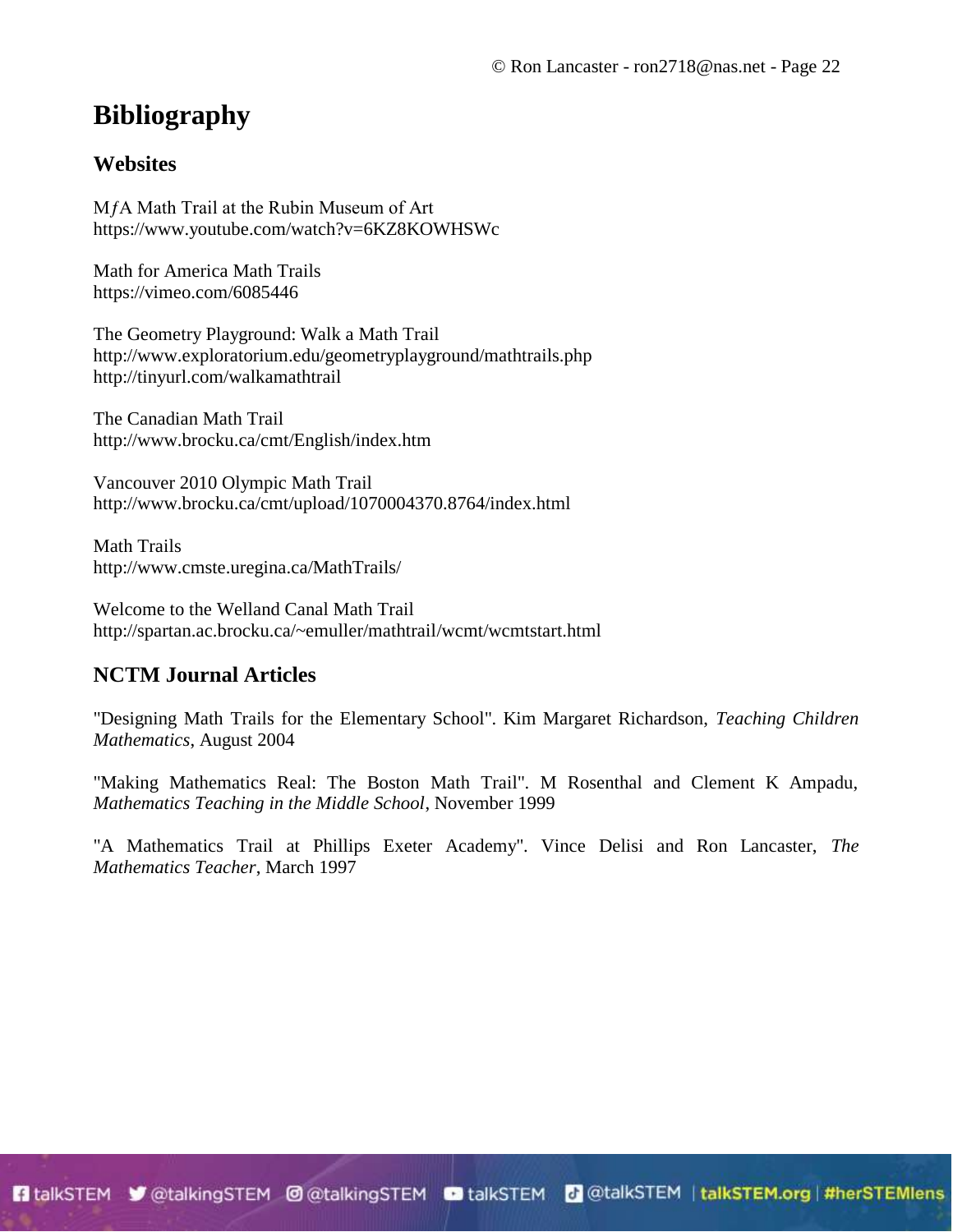# Bibliography

## Websites

M*f*A Math Trail at the Rubin Museum of Art
https://www.youtube.com/watch?v=6KZ8KOWHSWc

Math for America Math Trails
https://vimeo.com/6085446

The Geometry Playground: Walk a Math Trail
http://www.exploratorium.edu/geometryplayground/mathtrails.php
http://tinyurl.com/walkamathtrail

The Canadian Math Trail
http://www.brocku.ca/cmt/English/index.htm

Vancouver 2010 Olympic Math Trail
http://www.brocku.ca/cmt/upload/1070004370.8764/index.html

Math Trails
http://www.cmste.uregina.ca/MathTrails/

Welcome to the Welland Canal Math Trail
http://spartan.ac.brocku.ca/~emuller/mathtrail/wcmt/wcmtstart.html

## NCTM Journal Articles

"Designing Math Trails for the Elementary School". Kim Margaret Richardson, *Teaching Children Mathematics*, August 2004

"Making Mathematics Real: The Boston Math Trail". M Rosenthal and Clement K Ampadu, *Mathematics Teaching in the Middle School*, November 1999

"A Mathematics Trail at Phillips Exeter Academy". Vince Delisi and Ron Lancaster, *The Mathematics Teacher*, March 1997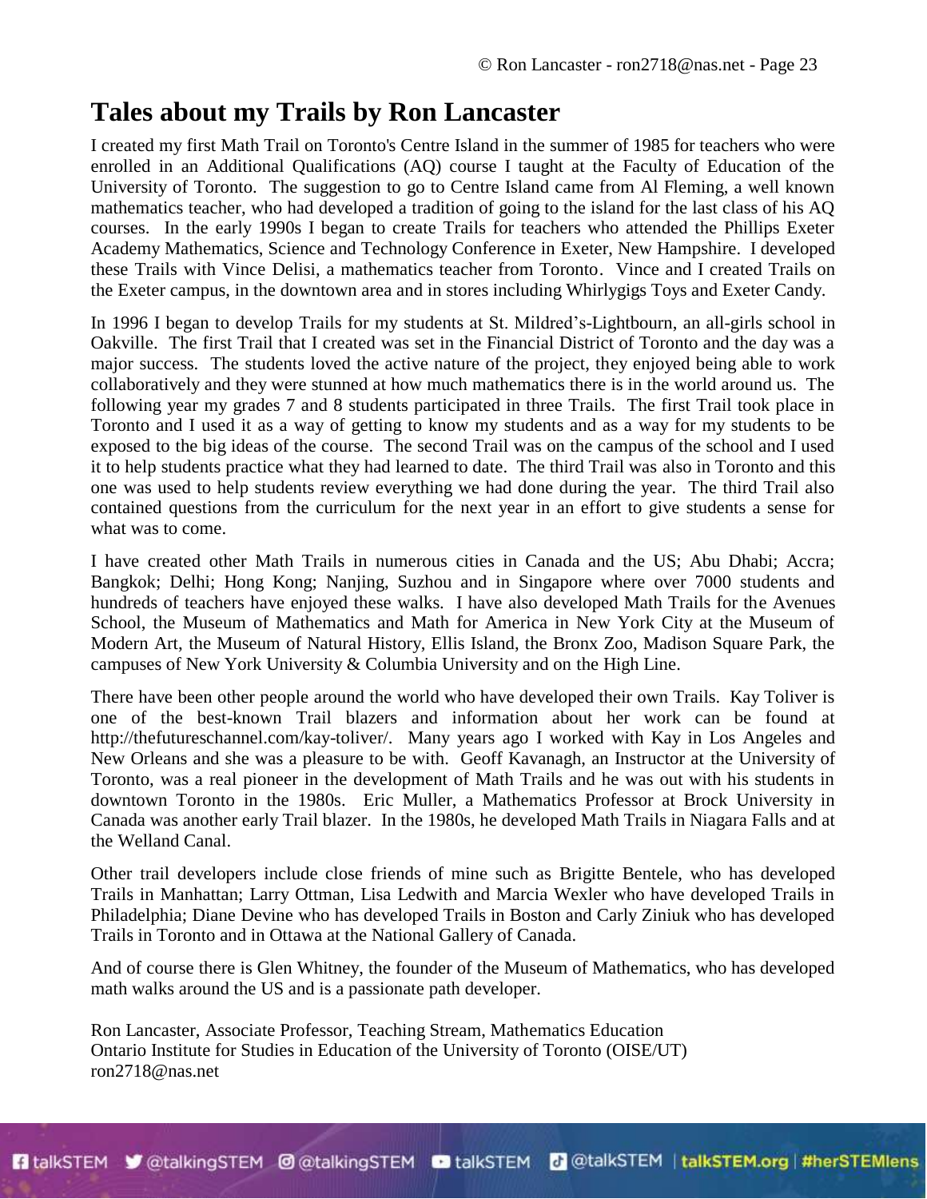# Tales about my Trails by Ron Lancaster

I created my first Math Trail on Toronto's Centre Island in the summer of 1985 for teachers who were enrolled in an Additional Qualifications (AQ) course I taught at the Faculty of Education of the University of Toronto. The suggestion to go to Centre Island came from Al Fleming, a well known mathematics teacher, who had developed a tradition of going to the island for the last class of his AQ courses. In the early 1990s I began to create Trails for teachers who attended the Phillips Exeter Academy Mathematics, Science and Technology Conference in Exeter, New Hampshire. I developed these Trails with Vince Delisi, a mathematics teacher from Toronto. Vince and I created Trails on the Exeter campus, in the downtown area and in stores including Whirlygigs Toys and Exeter Candy.

In 1996 I began to develop Trails for my students at St. Mildred's-Lightbourn, an all-girls school in Oakville. The first Trail that I created was set in the Financial District of Toronto and the day was a major success. The students loved the active nature of the project, they enjoyed being able to work collaboratively and they were stunned at how much mathematics there is in the world around us. The following year my grades 7 and 8 students participated in three Trails. The first Trail took place in Toronto and I used it as a way of getting to know my students and as a way for my students to be exposed to the big ideas of the course. The second Trail was on the campus of the school and I used it to help students practice what they had learned to date. The third Trail was also in Toronto and this one was used to help students review everything we had done during the year. The third Trail also contained questions from the curriculum for the next year in an effort to give students a sense for what was to come.

I have created other Math Trails in numerous cities in Canada and the US; Abu Dhabi; Accra; Bangkok; Delhi; Hong Kong; Nanjing, Suzhou and in Singapore where over 7000 students and hundreds of teachers have enjoyed these walks. I have also developed Math Trails for the Avenues School, the Museum of Mathematics and Math for America in New York City at the Museum of Modern Art, the Museum of Natural History, Ellis Island, the Bronx Zoo, Madison Square Park, the campuses of New York University & Columbia University and on the High Line.

There have been other people around the world who have developed their own Trails. Kay Toliver is one of the best-known Trail blazers and information about her work can be found at http://thefutureschannel.com/kay-toliver/. Many years ago I worked with Kay in Los Angeles and New Orleans and she was a pleasure to be with. Geoff Kavanagh, an Instructor at the University of Toronto, was a real pioneer in the development of Math Trails and he was out with his students in downtown Toronto in the 1980s. Eric Muller, a Mathematics Professor at Brock University in Canada was another early Trail blazer. In the 1980s, he developed Math Trails in Niagara Falls and at the Welland Canal.

Other trail developers include close friends of mine such as Brigitte Bentele, who has developed Trails in Manhattan; Larry Ottman, Lisa Ledwith and Marcia Wexler who have developed Trails in Philadelphia; Diane Devine who has developed Trails in Boston and Carly Ziniuk who has developed Trails in Toronto and in Ottawa at the National Gallery of Canada.

And of course there is Glen Whitney, the founder of the Museum of Mathematics, who has developed math walks around the US and is a passionate path developer.

Ron Lancaster, Associate Professor, Teaching Stream, Mathematics Education
Ontario Institute for Studies in Education of the University of Toronto (OISE/UT)
ron2718@nas.net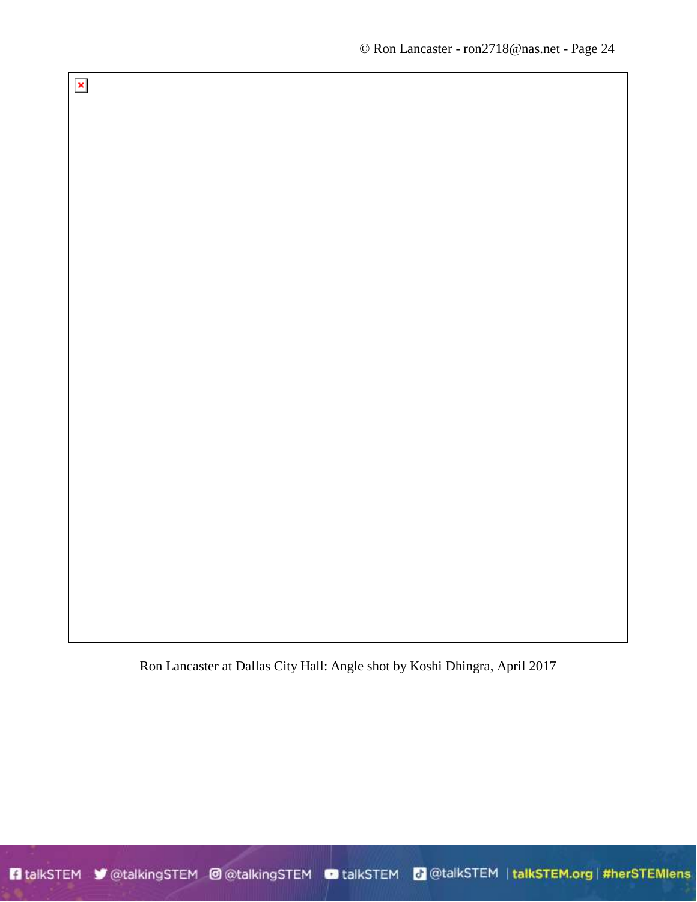Ron Lancaster at Dallas City Hall: Angle shot by Koshi Dhingra, April 2017